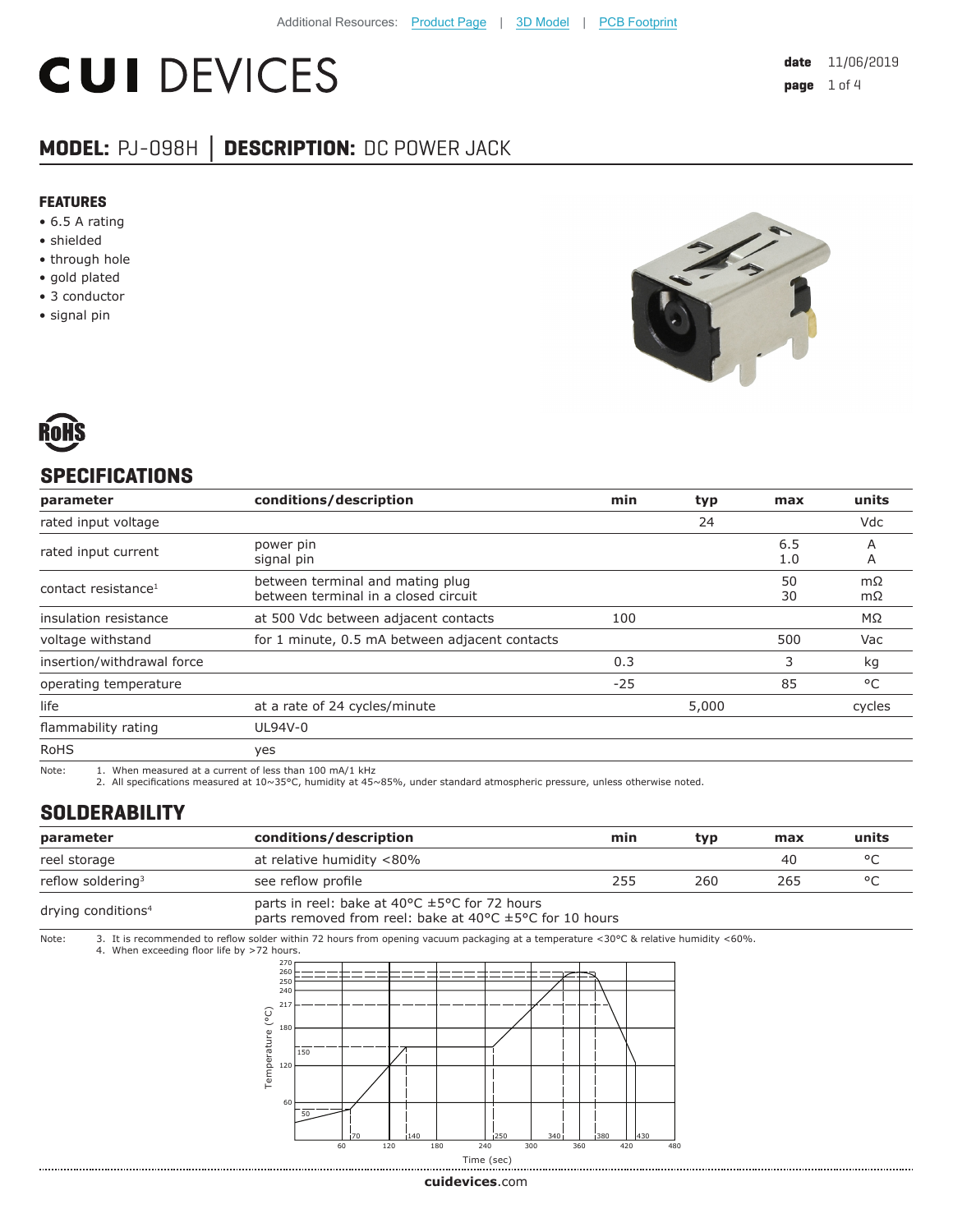Additional Resources: Product Page | 3D Model | PCB Footprint

# CUI DEVICES

**date** 11/06/2019

## MODEL: PJ-098H │ DESCRIPTION: DC POWER JACK

### FEATURES

- 6.5 A rating
- shielded
- through hole
- gold plated
- 3 conductor
- signal pin

RoHS

## SPECIFICATIONS

| parameter | conditions/description | min | typ | max | units |
|---|---|---|---|---|---|
| rated input voltage | | | 24 | | Vdc |
| rated input current | power pin<br>signal pin | | | 6.5<br>1.0 | A<br>A |
| contact resistance[1] | between terminal and mating plug<br>between terminal in a closed circuit | | | 50<br>30 | mΩ<br>mΩ |
| insulation resistance | at 500 Vdc between adjacent contacts | 100 | | | MΩ |
| voltage withstand | for 1 minute, 0.5 mA between adjacent contacts | | | 500 | Vac |
| insertion/withdrawal force | | 0.3 | | 3 | kg |
| operating temperature | | -25 | | 85 | °C |
| life | at a rate of 24 cycles/minute | | 5,000 | | cycles |
| flammability rating | UL94V-0 | | | | |
| RoHS | yes | | | | |

Note: 1. When measured at a current of less than 100 mA/1 kHz
2. All specifications measured at 10~35°C, humidity at 45~85%, under standard atmospheric pressure, unless otherwise noted.

## SOLDERABILITY

| parameter | conditions/description | min | typ | max | units |
|---|---|---|---|---|---|
| reel storage | at relative humidity <80% | | | 40 | °C |
| reflow soldering[3] | see reflow profile | 255 | 260 | 265 | °C |
| drying conditions[4] | parts in reel: bake at 40°C ±5°C for 72 hours<br>parts removed from reel: bake at 40°C ±5°C for 10 hours | | | | |

Note: 3. It is recommended to reflow solder within 72 hours from opening vacuum packaging at a temperature <30°C & relative humidity <60%.
4. When exceeding floor life by >72 hours.

cuidevices.com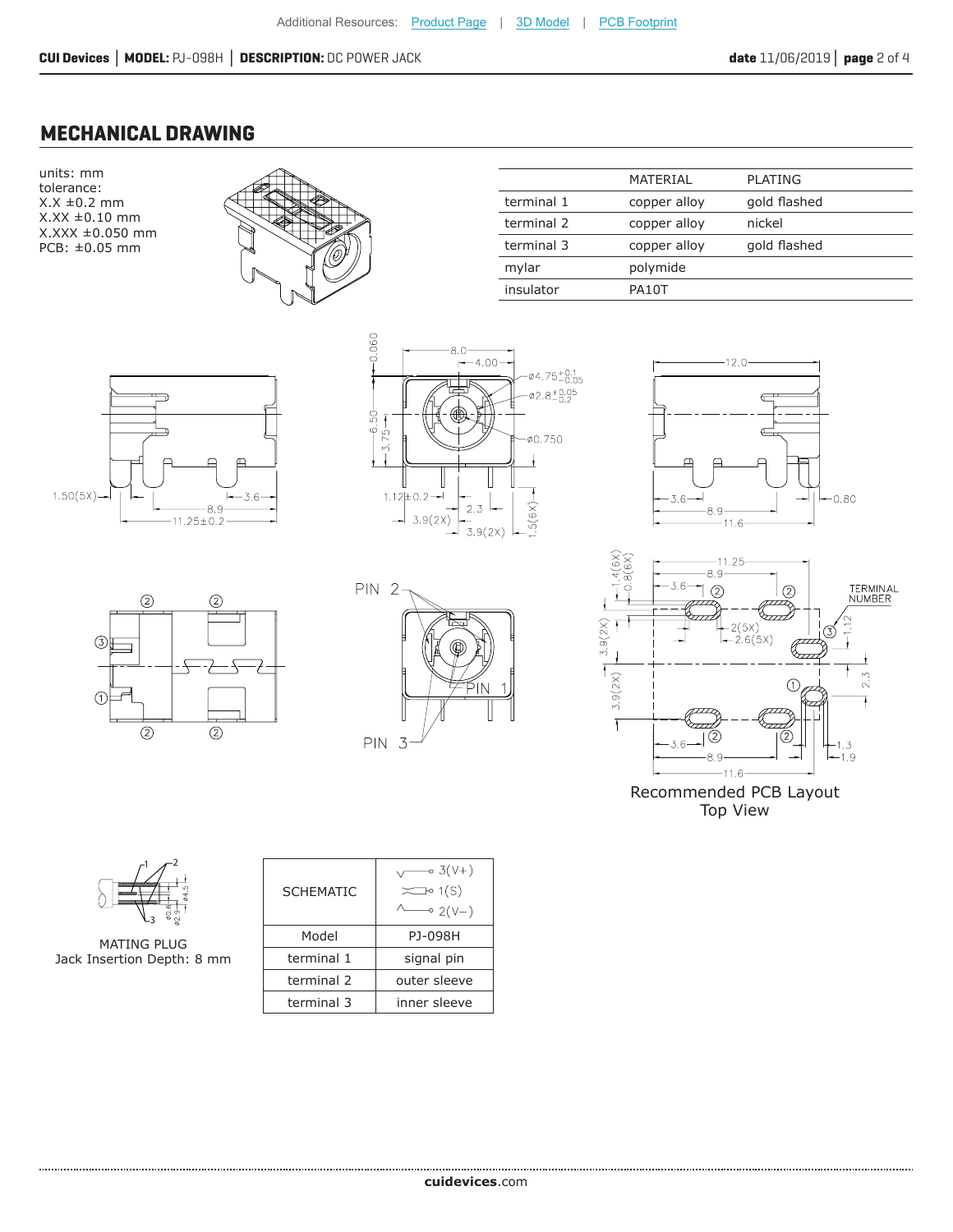## MECHANICAL DRAWING

units: mm
tolerance:
X.X ±0.2 mm
X.XX ±0.10 mm
X.XXX ±0.050 mm
PCB: ±0.05 mm

| | MATERIAL | PLATING |
|---|---|---|
| terminal 1 | copper alloy | gold flashed |
| terminal 2 | copper alloy | nickel |
| terminal 3 | copper alloy | gold flashed |
| mylar | polymide | |
| insulator | PA10T | |

Recommended PCB Layout
Top View

MATING PLUG
Jack Insertion Depth: 8 mm

| SCHEMATIC | 3(V+) 1(S) 2(V−) |
|---|---|
| Model | PJ-098H |
| terminal 1 | signal pin |
| terminal 2 | outer sleeve |
| terminal 3 | inner sleeve |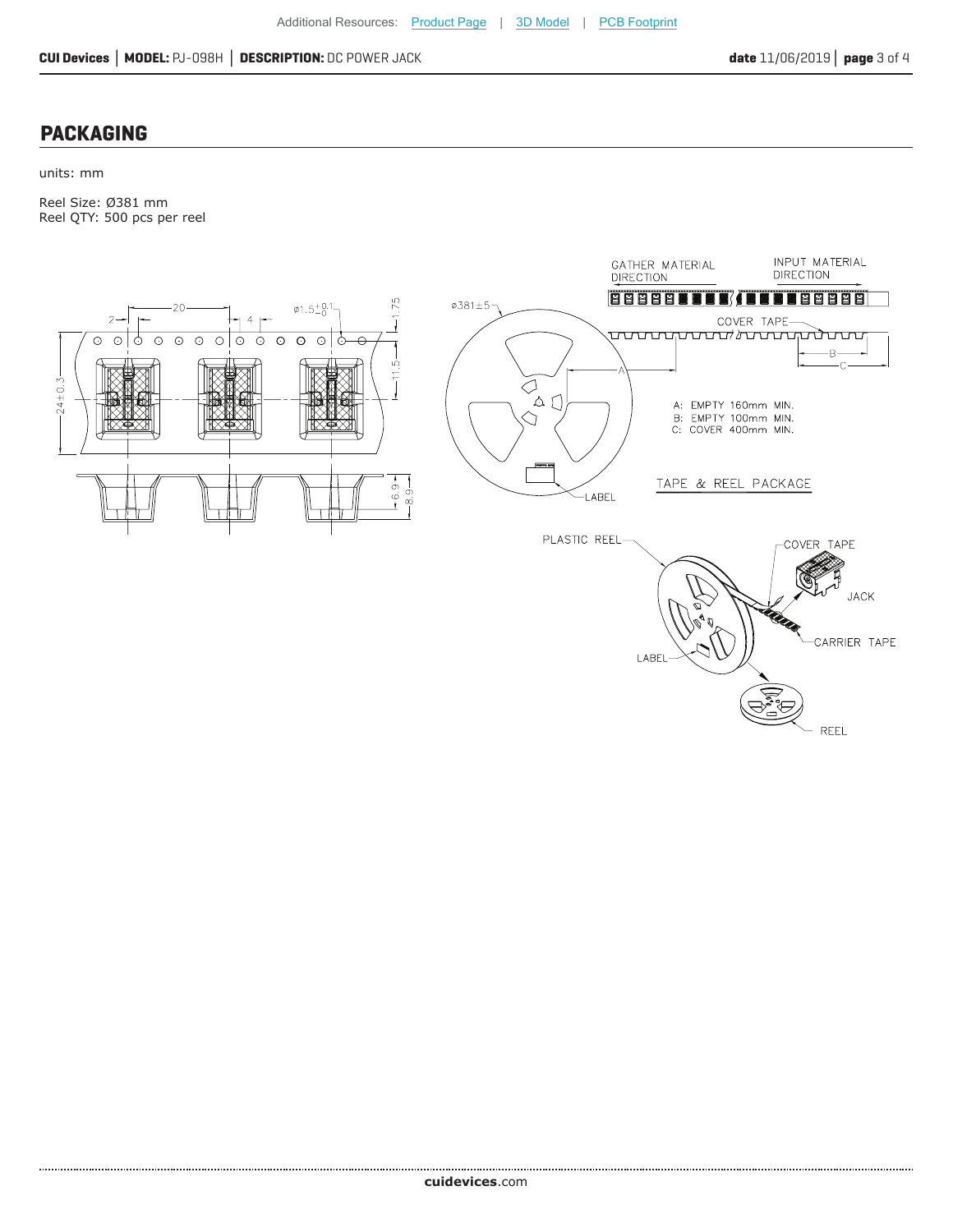## PACKAGING

units: mm

Reel Size: Ø381 mm
Reel QTY: 500 pcs per reel

A: EMPTY 160mm MIN.
B: EMPTY 100mm MIN.
C: COVER 400mm MIN.

TAPE & REEL PACKAGE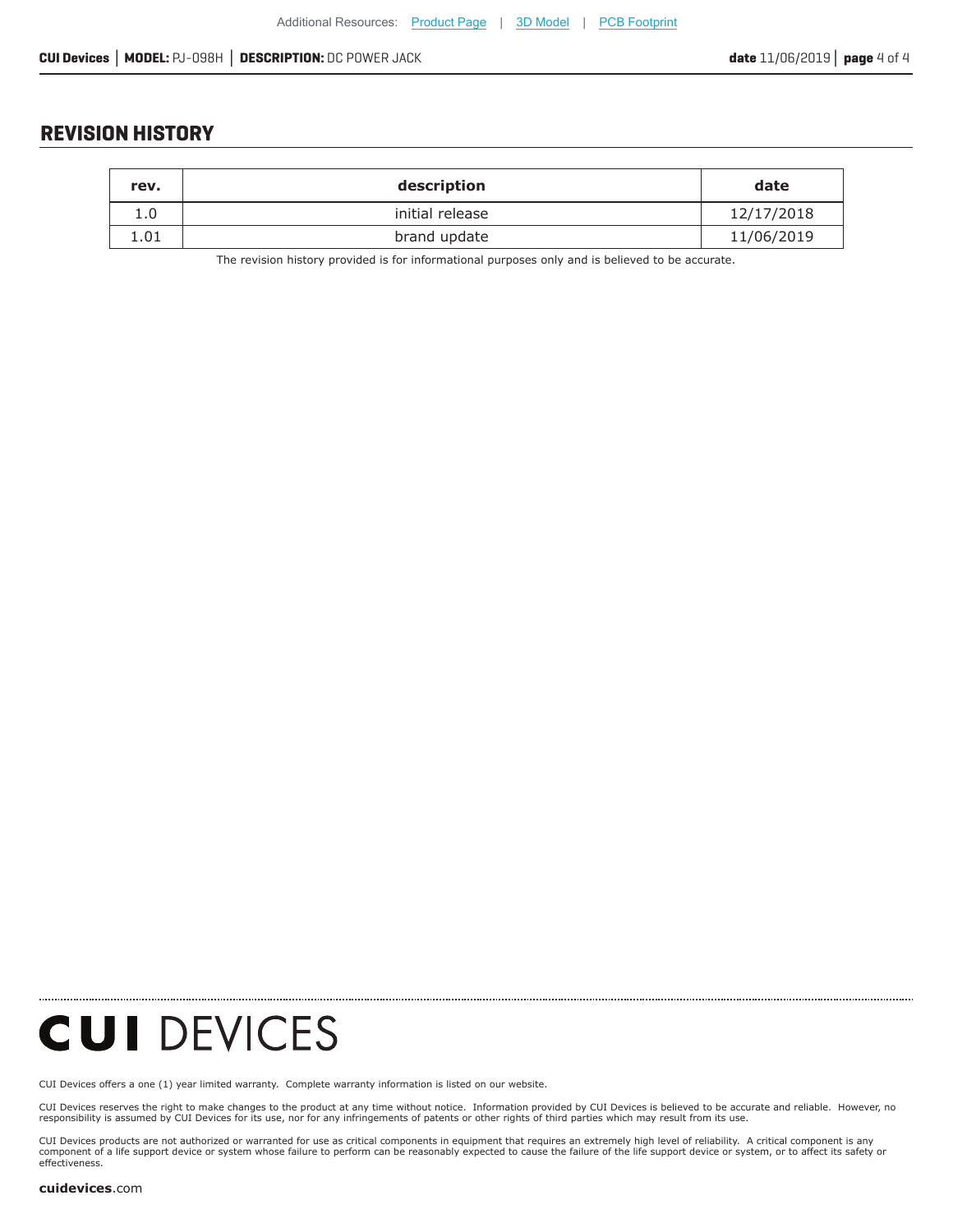## REVISION HISTORY

| rev. | description | date |
| --- | --- | --- |
| 1.0 | initial release | 12/17/2018 |
| 1.01 | brand update | 11/06/2019 |

The revision history provided is for informational purposes only and is believed to be accurate.

**CUI** DEVICES

CUI Devices offers a one (1) year limited warranty. Complete warranty information is listed on our website.

CUI Devices reserves the right to make changes to the product at any time without notice. Information provided by CUI Devices is believed to be accurate and reliable. However, no responsibility is assumed by CUI Devices for its use, nor for any infringements of patents or other rights of third parties which may result from its use.

CUI Devices products are not authorized or warranted for use as critical components in equipment that requires an extremely high level of reliability. A critical component is any component of a life support device or system whose failure to perform can be reasonably expected to cause the failure of the life support device or system, or to affect its safety or effectiveness.

**cuidevices**.com